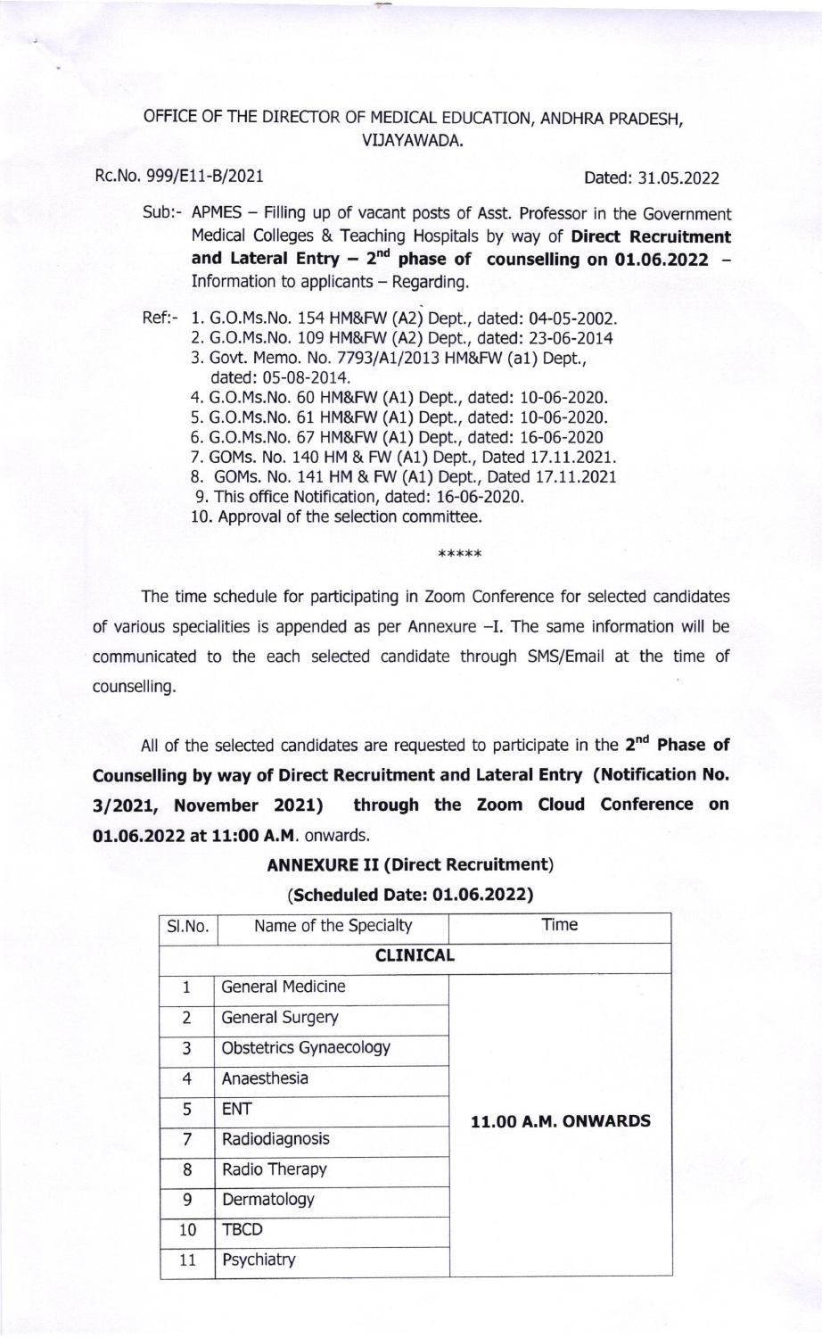OFFICE OF THE DIRECTOR OF MEDICAL EDUCATION, ANDHRA PRADESH, VIJAYAWADA.

Rc.No. 999/E11-B/2021 Dated: 31.05.2022

Sub:- APMES – Filling up of vacant posts of Asst. Professor in the Government Medical Colleges & Teaching Hospitals by way of **Direct Recruitment and Lateral Entry – 2nd phase of counselling on 01.06.2022** – Information to applicants – Regarding.

Ref:-
1. G.O.Ms.No. 154 HM&FW (A2) Dept., dated: 04-05-2002.
2. G.O.Ms.No. 109 HM&FW (A2) Dept., dated: 23-06-2014
3. Govt. Memo. No. 7793/A1/2013 HM&FW (a1) Dept., dated: 05-08-2014.
4. G.O.Ms.No. 60 HM&FW (A1) Dept., dated: 10-06-2020.
5. G.O.Ms.No. 61 HM&FW (A1) Dept., dated: 10-06-2020.
6. G.O.Ms.No. 67 HM&FW (A1) Dept., dated: 16-06-2020
7. GOMs. No. 140 HM & FW (A1) Dept., Dated 17.11.2021.
8. GOMs. No. 141 HM & FW (A1) Dept., Dated 17.11.2021
9. This office Notification, dated: 16-06-2020.
10. Approval of the selection committee.

*****

The time schedule for participating in Zoom Conference for selected candidates of various specialities is appended as per Annexure –I. The same information will be communicated to the each selected candidate through SMS/Email at the time of counselling.

All of the selected candidates are requested to participate in the **2nd Phase of Counselling by way of Direct Recruitment and Lateral Entry (Notification No. 3/2021, November 2021) through the Zoom Cloud Conference on 01.06.2022 at 11:00 A.M.** onwards.

**ANNEXURE II (Direct Recruitment)**

**(Scheduled Date: 01.06.2022)**

| Sl.No. | Name of the Specialty | Time |
|---|---|---|
| **CLINICAL** | | |
| 1 | General Medicine | **11.00 A.M. ONWARDS** |
| 2 | General Surgery | |
| 3 | Obstetrics Gynaecology | |
| 4 | Anaesthesia | |
| 5 | ENT | |
| 7 | Radiodiagnosis | |
| 8 | Radio Therapy | |
| 9 | Dermatology | |
| 10 | TBCD | |
| 11 | Psychiatry | |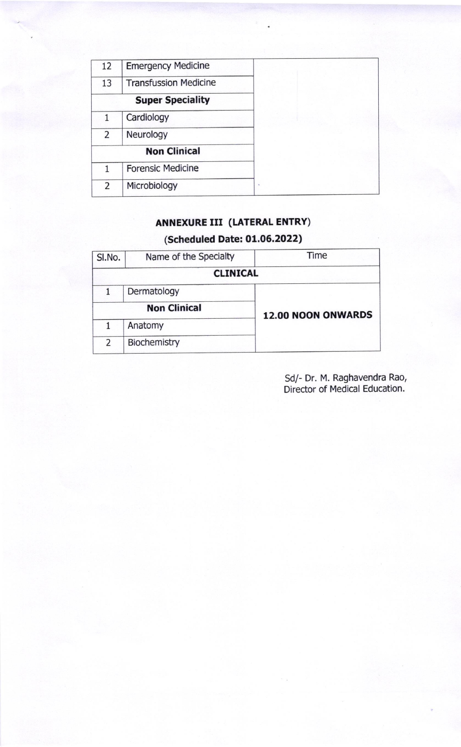| | | |
|---|---|---|
| 12 | Emergency Medicine | |
| 13 | Transfussion Medicine | |
| **Super Speciality** | | |
| 1 | Cardiology | |
| 2 | Neurology | |
| **Non Clinical** | | |
| 1 | Forensic Medicine | |
| 2 | Microbiology | |

## ANNEXURE III (LATERAL ENTRY)

### (Scheduled Date: 01.06.2022)

| Sl.No. | Name of the Specialty | Time |
|---|---|---|
| **CLINICAL** | | |
| 1 | Dermatology | **12.00 NOON ONWARDS** |
| **Non Clinical** | | |
| 1 | Anatomy | |
| 2 | Biochemistry | |

Sd/- Dr. M. Raghavendra Rao,
Director of Medical Education.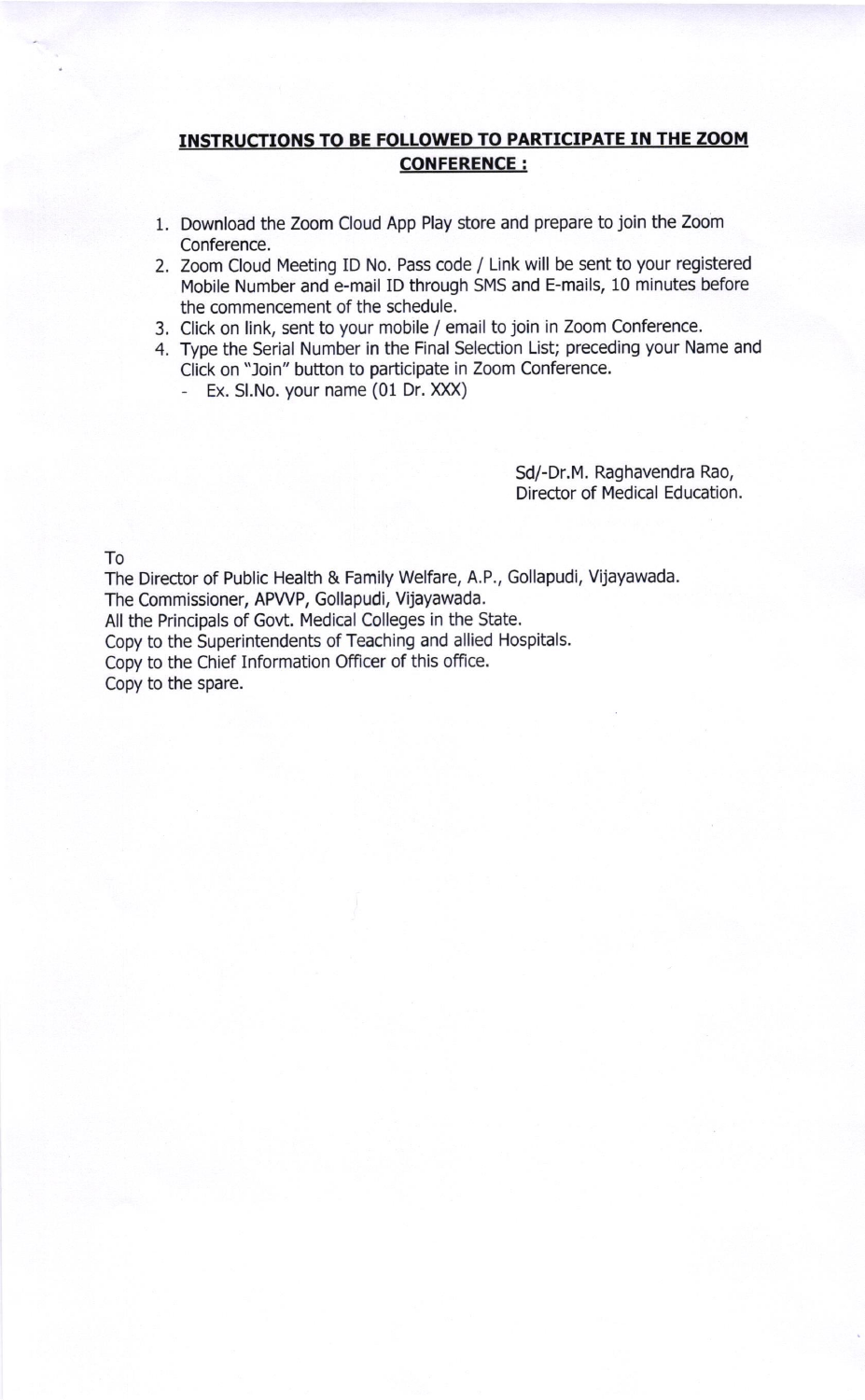## **INSTRUCTIONS TO BE FOLLOWED TO PARTICIPATE IN THE ZOOM CONFERENCE :**

1. Download the Zoom Cloud App Play store and prepare to join the Zoom Conference.
2. Zoom Cloud Meeting ID No. Pass code / Link will be sent to your registered Mobile Number and e-mail ID through SMS and E-mails, 10 minutes before the commencement of the schedule.
3. Click on link, sent to your mobile / email to join in Zoom Conference.
4. Type the Serial Number in the Final Selection List; preceding your Name and Click on "Join" button to participate in Zoom Conference.
   - Ex. Sl.No. your name (01 Dr. XXX)

Sd/-Dr.M. Raghavendra Rao,
Director of Medical Education.

To

The Director of Public Health & Family Welfare, A.P., Gollapudi, Vijayawada.
The Commissioner, APVVP, Gollapudi, Vijayawada.
All the Principals of Govt. Medical Colleges in the State.
Copy to the Superintendents of Teaching and allied Hospitals.
Copy to the Chief Information Officer of this office.
Copy to the spare.